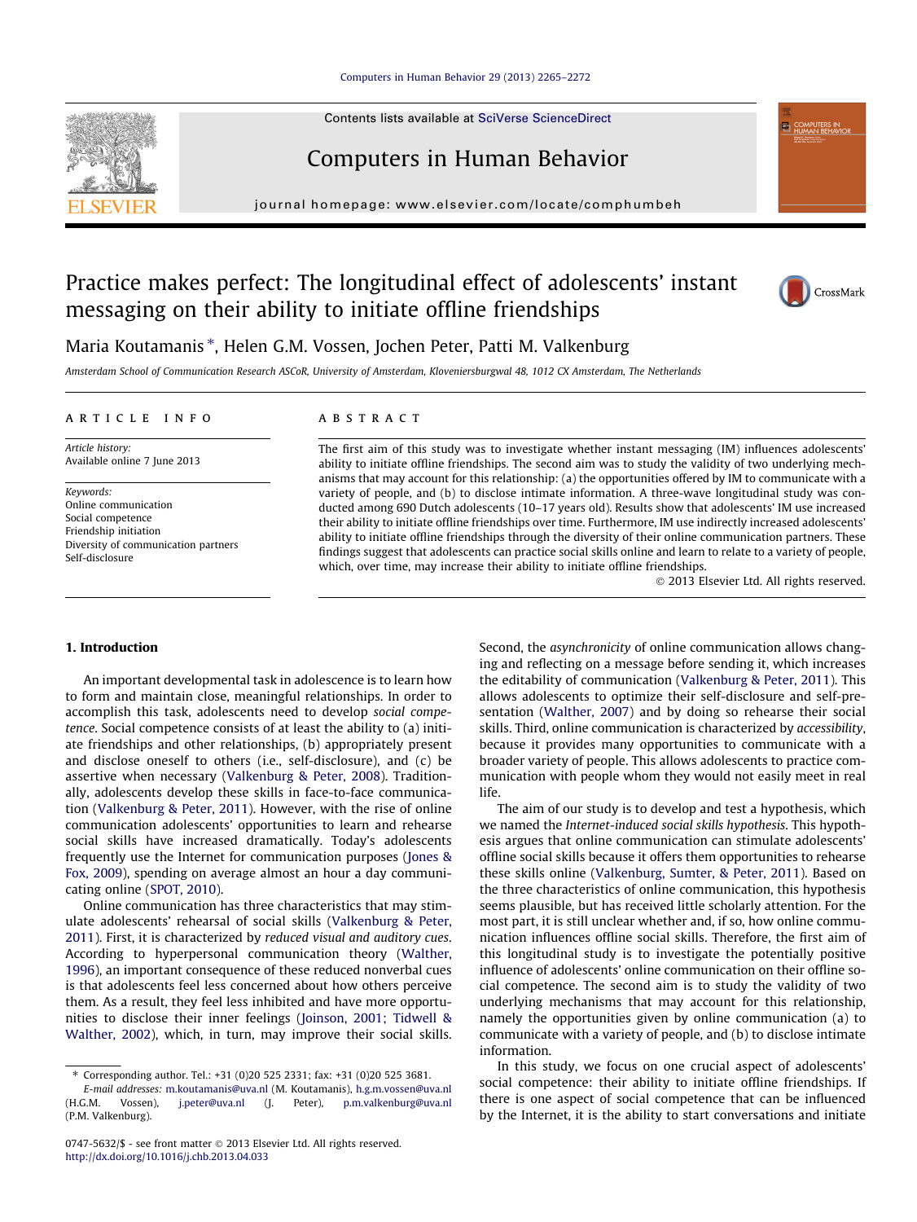# Practice makes perfect: The longitudinal effect of adolescents' instant messaging on their ability to initiate offline friendships

Maria Koutamanis *, Helen G.M. Vossen, Jochen Peter, Patti M. Valkenburg

*Amsterdam School of Communication Research ASCoR, University of Amsterdam, Kloveniersburgwal 48, 1012 CX Amsterdam, The Netherlands*

## ARTICLE INFO

*Article history:*
Available online 7 June 2013

*Keywords:*
Online communication
Social competence
Friendship initiation
Diversity of communication partners
Self-disclosure

## ABSTRACT

The first aim of this study was to investigate whether instant messaging (IM) influences adolescents' ability to initiate offline friendships. The second aim was to study the validity of two underlying mechanisms that may account for this relationship: (a) the opportunities offered by IM to communicate with a variety of people, and (b) to disclose intimate information. A three-wave longitudinal study was conducted among 690 Dutch adolescents (10–17 years old). Results show that adolescents' IM use increased their ability to initiate offline friendships over time. Furthermore, IM use indirectly increased adolescents' ability to initiate offline friendships through the diversity of their online communication partners. These findings suggest that adolescents can practice social skills online and learn to relate to a variety of people, which, over time, may increase their ability to initiate offline friendships.

© 2013 Elsevier Ltd. All rights reserved.

## 1. Introduction

An important developmental task in adolescence is to learn how to form and maintain close, meaningful relationships. In order to accomplish this task, adolescents need to develop *social competence*. Social competence consists of at least the ability to (a) initiate friendships and other relationships, (b) appropriately present and disclose oneself to others (i.e., self-disclosure), and (c) be assertive when necessary (Valkenburg & Peter, 2008). Traditionally, adolescents develop these skills in face-to-face communication (Valkenburg & Peter, 2011). However, with the rise of online communication adolescents' opportunities to learn and rehearse social skills have increased dramatically. Today's adolescents frequently use the Internet for communication purposes (Jones & Fox, 2009), spending on average almost an hour a day communicating online (SPOT, 2010).

Online communication has three characteristics that may stimulate adolescents' rehearsal of social skills (Valkenburg & Peter, 2011). First, it is characterized by *reduced visual and auditory cues*. According to hyperpersonal communication theory (Walther, 1996), an important consequence of these reduced nonverbal cues is that adolescents feel less concerned about how others perceive them. As a result, they feel less inhibited and have more opportunities to disclose their inner feelings (Joinson, 2001; Tidwell & Walther, 2002), which, in turn, may improve their social skills. Second, the *asynchronicity* of online communication allows changing and reflecting on a message before sending it, which increases the editability of communication (Valkenburg & Peter, 2011). This allows adolescents to optimize their self-disclosure and self-presentation (Walther, 2007) and by doing so rehearse their social skills. Third, online communication is characterized by *accessibility*, because it provides many opportunities to communicate with a broader variety of people. This allows adolescents to practice communication with people whom they would not easily meet in real life.

The aim of our study is to develop and test a hypothesis, which we named the *Internet-induced social skills hypothesis*. This hypothesis argues that online communication can stimulate adolescents' offline social skills because it offers them opportunities to rehearse these skills online (Valkenburg, Sumter, & Peter, 2011). Based on the three characteristics of online communication, this hypothesis seems plausible, but has received little scholarly attention. For the most part, it is still unclear whether and, if so, how online communication influences offline social skills. Therefore, the first aim of this longitudinal study is to investigate the potentially positive influence of adolescents' online communication on their offline social competence. The second aim is to study the validity of two underlying mechanisms that may account for this relationship, namely the opportunities given by online communication (a) to communicate with a variety of people, and (b) to disclose intimate information.

In this study, we focus on one crucial aspect of adolescents' social competence: their ability to initiate offline friendships. If there is one aspect of social competence that can be influenced by the Internet, it is the ability to start conversations and initiate

* Corresponding author. Tel.: +31 (0)20 525 2331; fax: +31 (0)20 525 3681.
*E-mail addresses:* m.koutamanis@uva.nl (M. Koutamanis), h.g.m.vossen@uva.nl (H.G.M. Vossen), j.peter@uva.nl (J. Peter), p.m.valkenburg@uva.nl (P.M. Valkenburg).

0747-5632/$ - see front matter © 2013 Elsevier Ltd. All rights reserved.
http://dx.doi.org/10.1016/j.chb.2013.04.033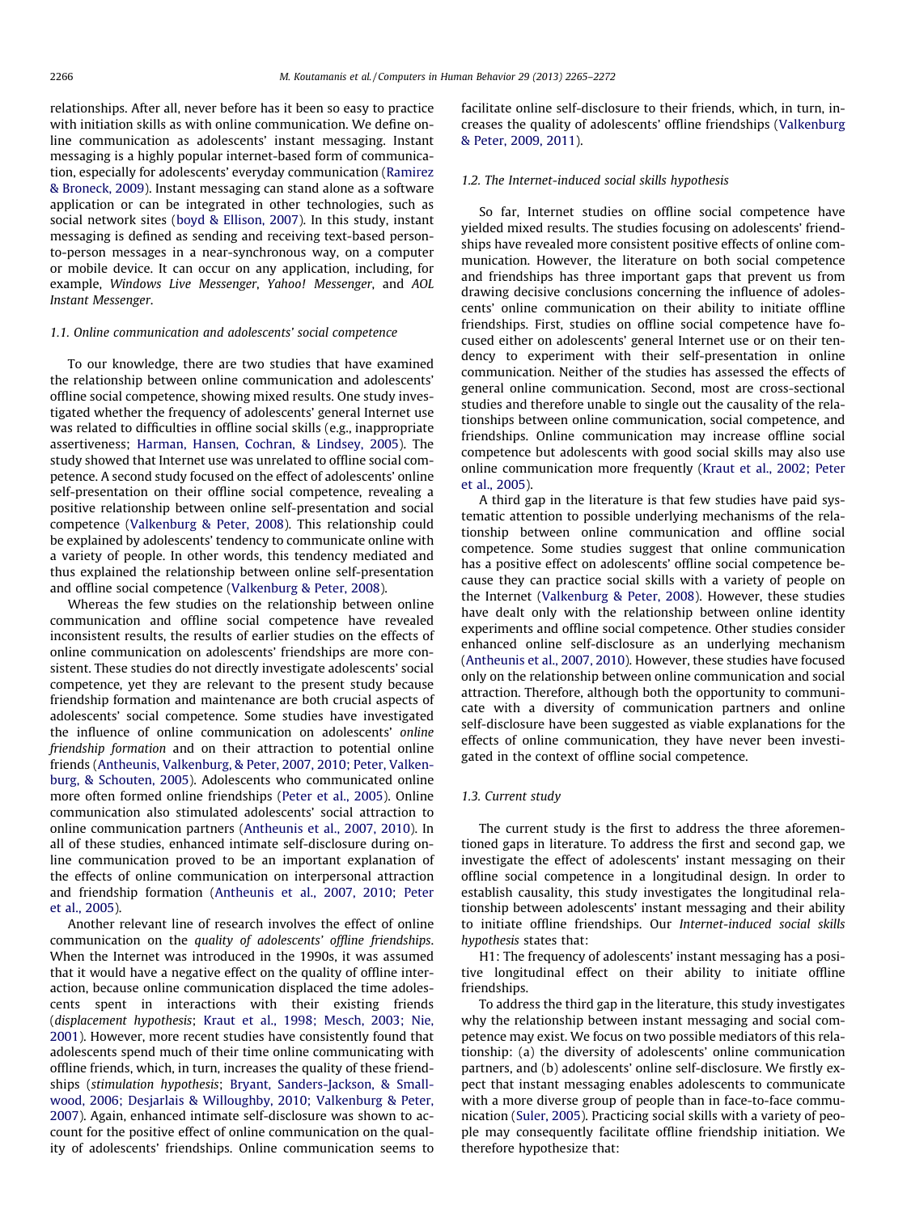relationships. After all, never before has it been so easy to practice with initiation skills as with online communication. We define online communication as adolescents' instant messaging. Instant messaging is a highly popular internet-based form of communication, especially for adolescents' everyday communication (Ramirez & Broneck, 2009). Instant messaging can stand alone as a software application or can be integrated in other technologies, such as social network sites (boyd & Ellison, 2007). In this study, instant messaging is defined as sending and receiving text-based person-to-person messages in a near-synchronous way, on a computer or mobile device. It can occur on any application, including, for example, *Windows Live Messenger*, *Yahoo! Messenger*, and *AOL Instant Messenger*.

### 1.1. Online communication and adolescents' social competence

To our knowledge, there are two studies that have examined the relationship between online communication and adolescents' offline social competence, showing mixed results. One study investigated whether the frequency of adolescents' general Internet use was related to difficulties in offline social skills (e.g., inappropriate assertiveness; Harman, Hansen, Cochran, & Lindsey, 2005). The study showed that Internet use was unrelated to offline social competence. A second study focused on the effect of adolescents' online self-presentation on their offline social competence, revealing a positive relationship between online self-presentation and social competence (Valkenburg & Peter, 2008). This relationship could be explained by adolescents' tendency to communicate online with a variety of people. In other words, this tendency mediated and thus explained the relationship between online self-presentation and offline social competence (Valkenburg & Peter, 2008).

Whereas the few studies on the relationship between online communication and offline social competence have revealed inconsistent results, the results of earlier studies on the effects of online communication on adolescents' friendships are more consistent. These studies do not directly investigate adolescents' social competence, yet they are relevant to the present study because friendship formation and maintenance are both crucial aspects of adolescents' social competence. Some studies have investigated the influence of online communication on adolescents' *online friendship formation* and on their attraction to potential online friends (Antheunis, Valkenburg, & Peter, 2007, 2010; Peter, Valkenburg, & Schouten, 2005). Adolescents who communicated online more often formed online friendships (Peter et al., 2005). Online communication also stimulated adolescents' social attraction to online communication partners (Antheunis et al., 2007, 2010). In all of these studies, enhanced intimate self-disclosure during online communication proved to be an important explanation of the effects of online communication on interpersonal attraction and friendship formation (Antheunis et al., 2007, 2010; Peter et al., 2005).

Another relevant line of research involves the effect of online communication on the *quality of adolescents' offline friendships*. When the Internet was introduced in the 1990s, it was assumed that it would have a negative effect on the quality of offline interaction, because online communication displaced the time adolescents spent in interactions with their existing friends (*displacement hypothesis*; Kraut et al., 1998; Mesch, 2003; Nie, 2001). However, more recent studies have consistently found that adolescents spend much of their time online communicating with offline friends, which, in turn, increases the quality of these friendships (*stimulation hypothesis*; Bryant, Sanders-Jackson, & Smallwood, 2006; Desjarlais & Willoughby, 2010; Valkenburg & Peter, 2007). Again, enhanced intimate self-disclosure was shown to account for the positive effect of online communication on the quality of adolescents' friendships. Online communication seems to facilitate online self-disclosure to their friends, which, in turn, increases the quality of adolescents' offline friendships (Valkenburg & Peter, 2009, 2011).

### 1.2. The Internet-induced social skills hypothesis

So far, Internet studies on offline social competence have yielded mixed results. The studies focusing on adolescents' friendships have revealed more consistent positive effects of online communication. However, the literature on both social competence and friendships has three important gaps that prevent us from drawing decisive conclusions concerning the influence of adolescents' online communication on their ability to initiate offline friendships. First, studies on offline social competence have focused either on adolescents' general Internet use or on their tendency to experiment with their self-presentation in online communication. Neither of the studies has assessed the effects of general online communication. Second, most are cross-sectional studies and therefore unable to single out the causality of the relationships between online communication, social competence, and friendships. Online communication may increase offline social competence but adolescents with good social skills may also use online communication more frequently (Kraut et al., 2002; Peter et al., 2005).

A third gap in the literature is that few studies have paid systematic attention to possible underlying mechanisms of the relationship between online communication and offline social competence. Some studies suggest that online communication has a positive effect on adolescents' offline social competence because they can practice social skills with a variety of people on the Internet (Valkenburg & Peter, 2008). However, these studies have dealt only with the relationship between online identity experiments and offline social competence. Other studies consider enhanced online self-disclosure as an underlying mechanism (Antheunis et al., 2007, 2010). However, these studies have focused only on the relationship between online communication and social attraction. Therefore, although both the opportunity to communicate with a diversity of communication partners and online self-disclosure have been suggested as viable explanations for the effects of online communication, they have never been investigated in the context of offline social competence.

### 1.3. Current study

The current study is the first to address the three aforementioned gaps in literature. To address the first and second gap, we investigate the effect of adolescents' instant messaging on their offline social competence in a longitudinal design. In order to establish causality, this study investigates the longitudinal relationship between adolescents' instant messaging and their ability to initiate offline friendships. Our *Internet-induced social skills hypothesis* states that:

H1: The frequency of adolescents' instant messaging has a positive longitudinal effect on their ability to initiate offline friendships.

To address the third gap in the literature, this study investigates why the relationship between instant messaging and social competence may exist. We focus on two possible mediators of this relationship: (a) the diversity of adolescents' online communication partners, and (b) adolescents' online self-disclosure. We firstly expect that instant messaging enables adolescents to communicate with a more diverse group of people than in face-to-face communication (Suler, 2005). Practicing social skills with a variety of people may consequently facilitate offline friendship initiation. We therefore hypothesize that: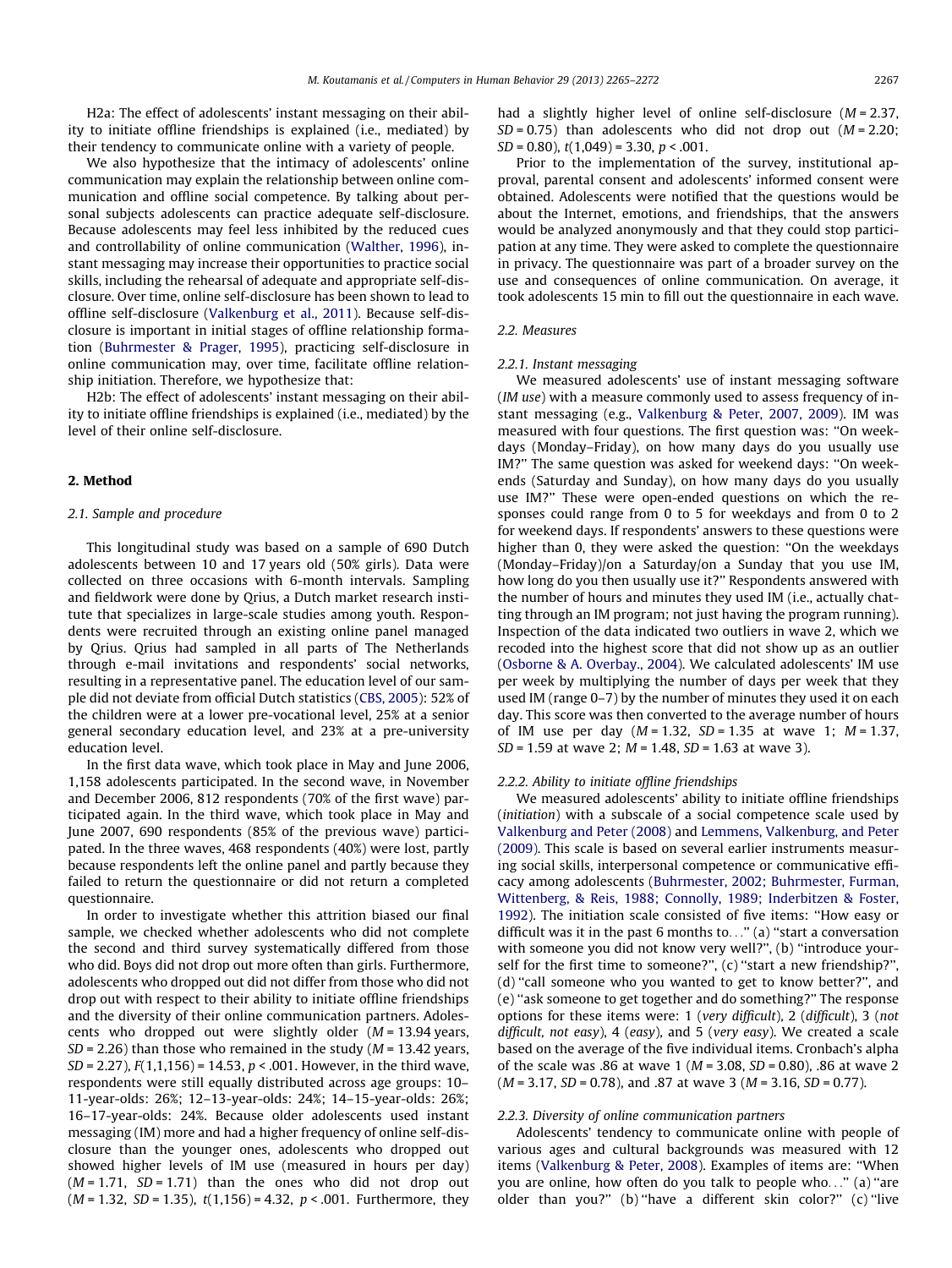H2a: The effect of adolescents' instant messaging on their ability to initiate offline friendships is explained (i.e., mediated) by their tendency to communicate online with a variety of people.

We also hypothesize that the intimacy of adolescents' online communication may explain the relationship between online communication and offline social competence. By talking about personal subjects adolescents can practice adequate self-disclosure. Because adolescents may feel less inhibited by the reduced cues and controllability of online communication (Walther, 1996), instant messaging may increase their opportunities to practice social skills, including the rehearsal of adequate and appropriate self-disclosure. Over time, online self-disclosure has been shown to lead to offline self-disclosure (Valkenburg et al., 2011). Because self-disclosure is important in initial stages of offline relationship formation (Buhrmester & Prager, 1995), practicing self-disclosure in online communication may, over time, facilitate offline relationship initiation. Therefore, we hypothesize that:

H2b: The effect of adolescents' instant messaging on their ability to initiate offline friendships is explained (i.e., mediated) by the level of their online self-disclosure.

## 2. Method

### 2.1. Sample and procedure

This longitudinal study was based on a sample of 690 Dutch adolescents between 10 and 17 years old (50% girls). Data were collected on three occasions with 6-month intervals. Sampling and fieldwork were done by Qrius, a Dutch market research institute that specializes in large-scale studies among youth. Respondents were recruited through an existing online panel managed by Qrius. Qrius had sampled in all parts of The Netherlands through e-mail invitations and respondents' social networks, resulting in a representative panel. The education level of our sample did not deviate from official Dutch statistics (CBS, 2005): 52% of the children were at a lower pre-vocational level, 25% at a senior general secondary education level, and 23% at a pre-university education level.

In the first data wave, which took place in May and June 2006, 1,158 adolescents participated. In the second wave, in November and December 2006, 812 respondents (70% of the first wave) participated again. In the third wave, which took place in May and June 2007, 690 respondents (85% of the previous wave) participated. In the three waves, 468 respondents (40%) were lost, partly because respondents left the online panel and partly because they failed to return the questionnaire or did not return a completed questionnaire.

In order to investigate whether this attrition biased our final sample, we checked whether adolescents who did not complete the second and third survey systematically differed from those who did. Boys did not drop out more often than girls. Furthermore, adolescents who dropped out did not differ from those who did not drop out with respect to their ability to initiate offline friendships and the diversity of their online communication partners. Adolescents who dropped out were slightly older ($M = 13.94$ years, $SD = 2.26$) than those who remained in the study ($M = 13.42$ years, $SD = 2.27$), $F(1,1,156) = 14.53$, $p < .001$. However, in the third wave, respondents were still equally distributed across age groups: 10–11-year-olds: 26%; 12–13-year-olds: 24%; 14–15-year-olds: 26%; 16–17-year-olds: 24%. Because older adolescents used instant messaging (IM) more and had a higher frequency of online self-disclosure than the younger ones, adolescents who dropped out showed higher levels of IM use (measured in hours per day) ($M = 1.71$, $SD = 1.71$) than the ones who did not drop out ($M = 1.32$, $SD = 1.35$), $t(1,156) = 4.32$, $p < .001$. Furthermore, they had a slightly higher level of online self-disclosure ($M = 2.37$, $SD = 0.75$) than adolescents who did not drop out ($M = 2.20$; $SD = 0.80$), $t(1,049) = 3.30$, $p < .001$.

Prior to the implementation of the survey, institutional approval, parental consent and adolescents' informed consent were obtained. Adolescents were notified that the questions would be about the Internet, emotions, and friendships, that the answers would be analyzed anonymously and that they could stop participation at any time. They were asked to complete the questionnaire in privacy. The questionnaire was part of a broader survey on the use and consequences of online communication. On average, it took adolescents 15 min to fill out the questionnaire in each wave.

### 2.2. Measures

#### 2.2.1. Instant messaging

We measured adolescents' use of instant messaging software (*IM use*) with a measure commonly used to assess frequency of instant messaging (e.g., Valkenburg & Peter, 2007, 2009). IM was measured with four questions. The first question was: "On weekdays (Monday–Friday), on how many days do you usually use IM?" The same question was asked for weekend days: "On weekends (Saturday and Sunday), on how many days do you usually use IM?" These were open-ended questions on which the responses could range from 0 to 5 for weekdays and from 0 to 2 for weekend days. If respondents' answers to these questions were higher than 0, they were asked the question: "On the weekdays (Monday–Friday)/on a Saturday/on a Sunday that you use IM, how long do you then usually use it?" Respondents answered with the number of hours and minutes they used IM (i.e., actually chatting through an IM program; not just having the program running). Inspection of the data indicated two outliers in wave 2, which we recoded into the highest score that did not show up as an outlier (Osborne & A. Overbay., 2004). We calculated adolescents' IM use per week by multiplying the number of days per week that they used IM (range 0–7) by the number of minutes they used it on each day. This score was then converted to the average number of hours of IM use per day ($M = 1.32$, $SD = 1.35$ at wave 1; $M = 1.37$, $SD = 1.59$ at wave 2; $M = 1.48$, $SD = 1.63$ at wave 3).

#### 2.2.2. Ability to initiate offline friendships

We measured adolescents' ability to initiate offline friendships (*initiation*) with a subscale of a social competence scale used by Valkenburg and Peter (2008) and Lemmens, Valkenburg, and Peter (2009). This scale is based on several earlier instruments measuring social skills, interpersonal competence or communicative efficacy among adolescents (Buhrmester, 2002; Buhrmester, Furman, Wittenberg, & Reis, 1988; Connolly, 1989; Inderbitzen & Foster, 1992). The initiation scale consisted of five items: "How easy or difficult was it in the past 6 months to..." (a) "start a conversation with someone you did not know very well?", (b) "introduce yourself for the first time to someone?", (c) "start a new friendship?", (d) "call someone who you wanted to get to know better?", and (e) "ask someone to get together and do something?" The response options for these items were: 1 (*very difficult*), 2 (*difficult*), 3 (*not difficult, not easy*), 4 (*easy*), and 5 (*very easy*). We created a scale based on the average of the five individual items. Cronbach's alpha of the scale was .86 at wave 1 ($M = 3.08$, $SD = 0.80$), .86 at wave 2 ($M = 3.17$, $SD = 0.78$), and .87 at wave 3 ($M = 3.16$, $SD = 0.77$).

#### 2.2.3. Diversity of online communication partners

Adolescents' tendency to communicate online with people of various ages and cultural backgrounds was measured with 12 items (Valkenburg & Peter, 2008). Examples of items are: "When you are online, how often do you talk to people who..." (a) "are older than you?" (b) "have a different skin color?" (c) "live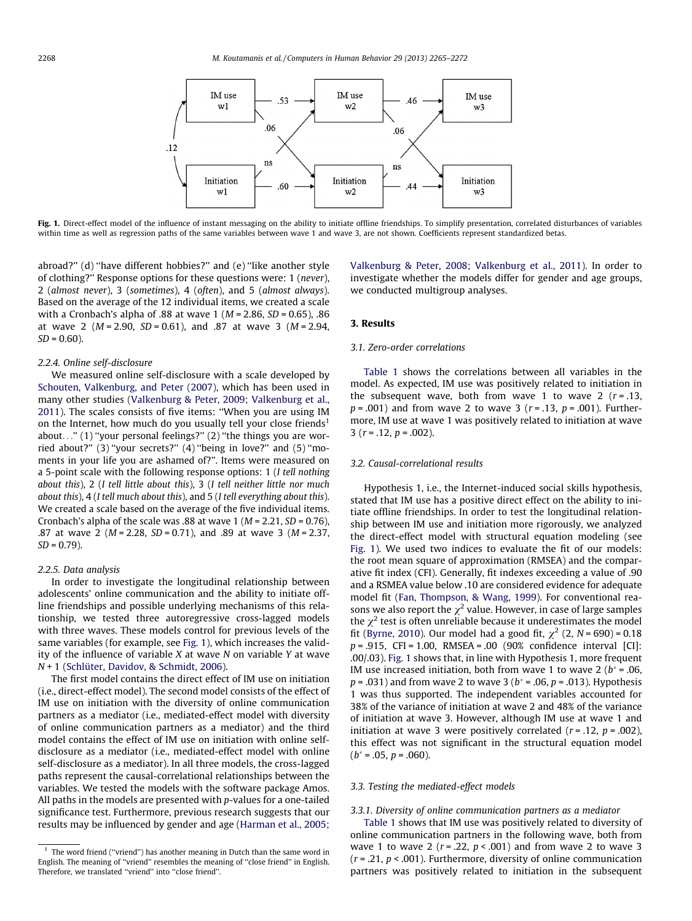Fig. 1. Direct-effect model of the influence of instant messaging on the ability to initiate offline friendships. To simplify presentation, correlated disturbances of variables within time as well as regression paths of the same variables between wave 1 and wave 3, are not shown. Coefficients represent standardized betas.

abroad?" (d) "have different hobbies?" and (e) "like another style of clothing?" Response options for these questions were: 1 (*never*), 2 (*almost never*), 3 (*sometimes*), 4 (*often*), and 5 (*almost always*). Based on the average of the 12 individual items, we created a scale with a Cronbach's alpha of .88 at wave 1 ($M$ = 2.86, $SD$ = 0.65), .86 at wave 2 ($M$ = 2.90, $SD$ = 0.61), and .87 at wave 3 ($M$ = 2.94, $SD$ = 0.60).

#### 2.2.4. Online self-disclosure

We measured online self-disclosure with a scale developed by Schouten, Valkenburg, and Peter (2007), which has been used in many other studies (Valkenburg & Peter, 2009; Valkenburg et al., 2011). The scales consists of five items: "When you are using IM on the Internet, how much do you usually tell your close friends[1] about..." (1) "your personal feelings?" (2) "the things you are worried about?" (3) "your secrets?" (4) "being in love?" and (5) "moments in your life you are ashamed of?". Items were measured on a 5-point scale with the following response options: 1 (*I tell nothing about this*), 2 (*I tell little about this*), 3 (*I tell neither little nor much about this*), 4 (*I tell much about this*), and 5 (*I tell everything about this*). We created a scale based on the average of the five individual items. Cronbach's alpha of the scale was .88 at wave 1 ($M$ = 2.21, $SD$ = 0.76), .87 at wave 2 ($M$ = 2.28, $SD$ = 0.71), and .89 at wave 3 ($M$ = 2.37, $SD$ = 0.79).

#### 2.2.5. Data analysis

In order to investigate the longitudinal relationship between adolescents' online communication and the ability to initiate offline friendships and possible underlying mechanisms of this relationship, we tested three autoregressive cross-lagged models with three waves. These models control for previous levels of the same variables (for example, see Fig. 1), which increases the validity of the influence of variable $X$ at wave $N$ on variable $Y$ at wave $N + 1$ (Schlüter, Davidov, & Schmidt, 2006).

The first model contains the direct effect of IM use on initiation (i.e., direct-effect model). The second model consists of the effect of IM use on initiation with the diversity of online communication partners as a mediator (i.e., mediated-effect model with diversity of online communication partners as a mediator) and the third model contains the effect of IM use on initiation with online self-disclosure as a mediator (i.e., mediated-effect model with online self-disclosure as a mediator). In all three models, the cross-lagged paths represent the causal-correlational relationships between the variables. We tested the models with the software package Amos. All paths in the models are presented with $p$-values for a one-tailed significance test. Furthermore, previous research suggests that our results may be influenced by gender and age (Harman et al., 2005; Valkenburg & Peter, 2008; Valkenburg et al., 2011). In order to investigate whether the models differ for gender and age groups, we conducted multigroup analyses.

## 3. Results

### 3.1. Zero-order correlations

Table 1 shows the correlations between all variables in the model. As expected, IM use was positively related to initiation in the subsequent wave, both from wave 1 to wave 2 ($r$ = .13, $p$ = .001) and from wave 2 to wave 3 ($r$ = .13, $p$ = .001). Furthermore, IM use at wave 1 was positively related to initiation at wave 3 ($r$ = .12, $p$ = .002).

### 3.2. Causal-correlational results

Hypothesis 1, i.e., the Internet-induced social skills hypothesis, stated that IM use has a positive direct effect on the ability to initiate offline friendships. In order to test the longitudinal relationship between IM use and initiation more rigorously, we analyzed the direct-effect model with structural equation modeling (see Fig. 1). We used two indices to evaluate the fit of our models: the root mean square of approximation (RMSEA) and the comparative fit index (CFI). Generally, fit indexes exceeding a value of .90 and a RSMEA value below .10 are considered evidence for adequate model fit (Fan, Thompson, & Wang, 1999). For conventional reasons we also report the $\chi^2$ value. However, in case of large samples the $\chi^2$ test is often unreliable because it underestimates the model fit (Byrne, 2010). Our model had a good fit, $\chi^2$ (2, $N$ = 690) = 0.18 $p$ = .915, CFI = 1.00, RMSEA = .00 (90% confidence interval [CI]: .00/.03). Fig. 1 shows that, in line with Hypothesis 1, more frequent IM use increased initiation, both from wave 1 to wave 2 ($b^*$ = .06, $p$ = .031) and from wave 2 to wave 3 ($b^*$ = .06, $p$ = .013). Hypothesis 1 was thus supported. The independent variables accounted for 38% of the variance of initiation at wave 2 and 48% of the variance of initiation at wave 3. However, although IM use at wave 1 and initiation at wave 3 were positively correlated ($r$ = .12, $p$ = .002), this effect was not significant in the structural equation model ($b^*$ = .05, $p$ = .060).

### 3.3. Testing the mediated-effect models

#### 3.3.1. Diversity of online communication partners as a mediator

Table 1 shows that IM use was positively related to diversity of online communication partners in the following wave, both from wave 1 to wave 2 ($r$ = .22, $p$ < .001) and from wave 2 to wave 3 ($r$ = .21, $p$ < .001). Furthermore, diversity of online communication partners was positively related to initiation in the subsequent

[1] The word friend ("vriend") has another meaning in Dutch than the same word in English. The meaning of "vriend" resembles the meaning of "close friend" in English. Therefore, we translated "vriend" into "close friend".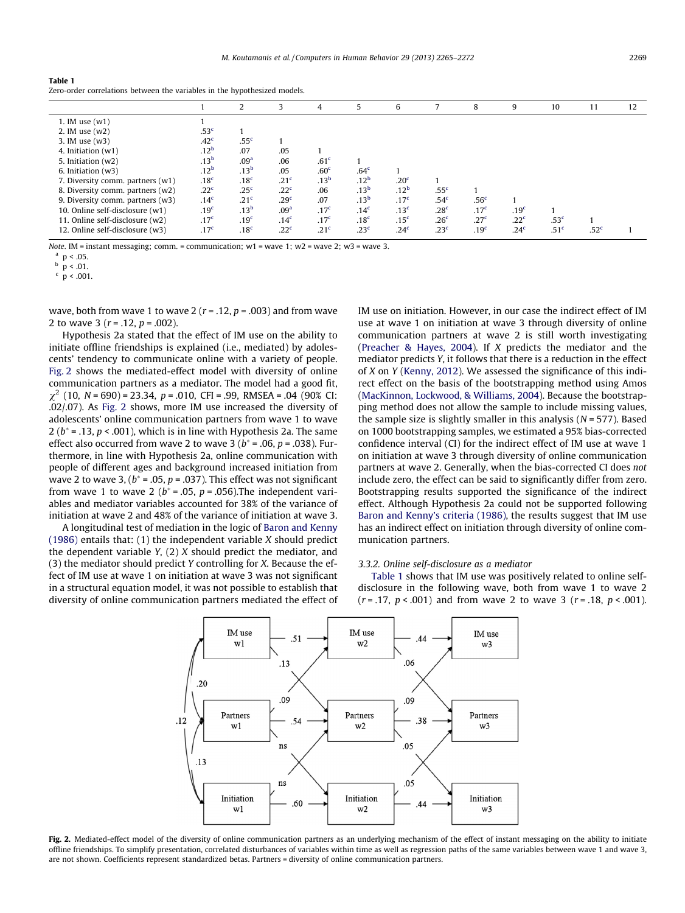**Table 1**
Zero-order correlations between the variables in the hypothesized models.

| | 1 | 2 | 3 | 4 | 5 | 6 | 7 | 8 | 9 | 10 | 11 | 12 |
|---|---|---|---|---|---|---|---|---|---|---|---|---|
| 1. IM use (w1) | 1 | | | | | | | | | | | |
| 2. IM use (w2) | .53[c] | 1 | | | | | | | | | | |
| 3. IM use (w3) | .42[c] | .55[c] | 1 | | | | | | | | | |
| 4. Initiation (w1) | .12[b] | .07 | .05 | 1 | | | | | | | | |
| 5. Initiation (w2) | .13[b] | .09[a] | .06 | .61[c] | 1 | | | | | | | |
| 6. Initiation (w3) | .12[b] | .13[b] | .05 | .60[c] | .64[c] | 1 | | | | | | |
| 7. Diversity comm. partners (w1) | .18[c] | .18[c] | .21[c] | .13[b] | .12[b] | .20[c] | 1 | | | | | |
| 8. Diversity comm. partners (w2) | .22[c] | .25[c] | .22[c] | .06 | .13[b] | .12[b] | .55[c] | 1 | | | | |
| 9. Diversity comm. partners (w3) | .14[c] | .21[c] | .29[c] | .07 | .13[b] | .17[c] | .54[c] | .56[c] | 1 | | | |
| 10. Online self-disclosure (w1) | .19[c] | .13[b] | .09[a] | .17[c] | .14[c] | .13[c] | .28[c] | .17[c] | .19[c] | 1 | | |
| 11. Online self-disclosure (w2) | .17[c] | .19[c] | .14[c] | .17[c] | .18[c] | .15[c] | .26[c] | .27[c] | .22[c] | .53[c] | 1 | |
| 12. Online self-disclosure (w3) | .17[c] | .18[c] | .22[c] | .21[c] | .23[c] | .24[c] | .23[c] | .19[c] | .24[c] | .51[c] | .52[c] | 1 |

*Note*. IM = instant messaging; comm. = communication; w1 = wave 1; w2 = wave 2; w3 = wave 3.
[a] $p < .05$.
[b] $p < .01$.
[c] $p < .001$.

wave, both from wave 1 to wave 2 ($r = .12$, $p = .003$) and from wave 2 to wave 3 ($r = .12$, $p = .002$).

Hypothesis 2a stated that the effect of IM use on the ability to initiate offline friendships is explained (i.e., mediated) by adolescents' tendency to communicate online with a variety of people. Fig. 2 shows the mediated-effect model with diversity of online communication partners as a mediator. The model had a good fit, $\chi^2$ (10, $N = 690$) = 23.34, $p = .010$, CFI = .99, RMSEA = .04 (90% CI: .02/.07). As Fig. 2 shows, more IM use increased the diversity of adolescents' online communication partners from wave 1 to wave 2 ($b^* = .13$, $p < .001$), which is in line with Hypothesis 2a. The same effect also occurred from wave 2 to wave 3 ($b^* = .06$, $p = .038$). Furthermore, in line with Hypothesis 2a, online communication with people of different ages and background increased initiation from wave 2 to wave 3, ($b^* = .05$, $p = .037$). This effect was not significant from wave 1 to wave 2 ($b^* = .05$, $p = .056$).The independent variables and mediator variables accounted for 38% of the variance of initiation at wave 2 and 48% of the variance of initiation at wave 3.

A longitudinal test of mediation in the logic of Baron and Kenny (1986) entails that: (1) the independent variable *X* should predict the dependent variable *Y*, (2) *X* should predict the mediator, and (3) the mediator should predict *Y* controlling for *X*. Because the effect of IM use at wave 1 on initiation at wave 3 was not significant in a structural equation model, it was not possible to establish that diversity of online communication partners mediated the effect of IM use on initiation. However, in our case the indirect effect of IM use at wave 1 on initiation at wave 3 through diversity of online communication partners at wave 2 is still worth investigating (Preacher & Hayes, 2004). If *X* predicts the mediator and the mediator predicts *Y*, it follows that there is a reduction in the effect of *X* on *Y* (Kenny, 2012). We assessed the significance of this indirect effect on the basis of the bootstrapping method using Amos (MacKinnon, Lockwood, & Williams, 2004). Because the bootstrapping method does not allow the sample to include missing values, the sample size is slightly smaller in this analysis ($N = 577$). Based on 1000 bootstrapping samples, we estimated a 95% bias-corrected confidence interval (CI) for the indirect effect of IM use at wave 1 on initiation at wave 3 through diversity of online communication partners at wave 2. Generally, when the bias-corrected CI does *not* include zero, the effect can be said to significantly differ from zero. Bootstrapping results supported the significance of the indirect effect. Although Hypothesis 2a could not be supported following Baron and Kenny's criteria (1986), the results suggest that IM use has an indirect effect on initiation through diversity of online communication partners.

### 3.3.2. Online self-disclosure as a mediator

Table 1 shows that IM use was positively related to online self-disclosure in the following wave, both from wave 1 to wave 2 ($r = .17$, $p < .001$) and from wave 2 to wave 3 ($r = .18$, $p < .001$).

**Fig. 2.** Mediated-effect model of the diversity of online communication partners as an underlying mechanism of the effect of instant messaging on the ability to initiate offline friendships. To simplify presentation, correlated disturbances of variables within time as well as regression paths of the same variables between wave 1 and wave 3, are not shown. Coefficients represent standardized betas. Partners = diversity of online communication partners.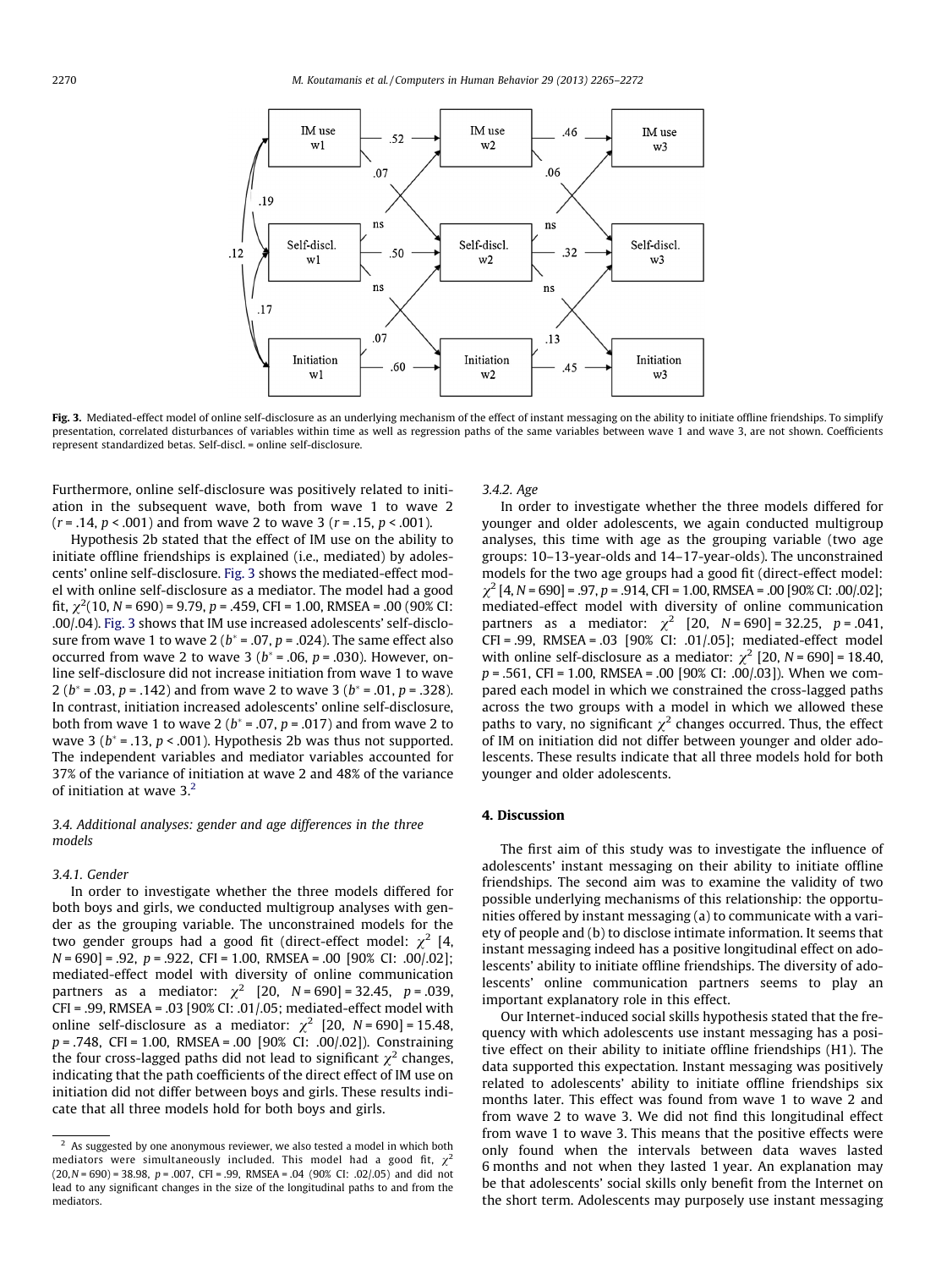Fig. 3. Mediated-effect model of online self-disclosure as an underlying mechanism of the effect of instant messaging on the ability to initiate offline friendships. To simplify presentation, correlated disturbances of variables within time as well as regression paths of the same variables between wave 1 and wave 3, are not shown. Coefficients represent standardized betas. Self-discl. = online self-disclosure.

Furthermore, online self-disclosure was positively related to initiation in the subsequent wave, both from wave 1 to wave 2 ($r = .14$, $p < .001$) and from wave 2 to wave 3 ($r = .15$, $p < .001$).

Hypothesis 2b stated that the effect of IM use on the ability to initiate offline friendships is explained (i.e., mediated) by adolescents' online self-disclosure. Fig. 3 shows the mediated-effect model with online self-disclosure as a mediator. The model had a good fit, $\chi^2(10, N = 690) = 9.79$, $p = .459$, CFI = 1.00, RMSEA = .00 (90% CI: .00/.04). Fig. 3 shows that IM use increased adolescents' self-disclosure from wave 1 to wave 2 ($b^* = .07$, $p = .024$). The same effect also occurred from wave 2 to wave 3 ($b^* = .06$, $p = .030$). However, online self-disclosure did not increase initiation from wave 1 to wave 2 ($b^* = .03$, $p = .142$) and from wave 2 to wave 3 ($b^* = .01$, $p = .328$). In contrast, initiation increased adolescents' online self-disclosure, both from wave 1 to wave 2 ($b^* = .07$, $p = .017$) and from wave 2 to wave 3 ($b^* = .13$, $p < .001$). Hypothesis 2b was thus not supported. The independent variables and mediator variables accounted for 37% of the variance of initiation at wave 2 and 48% of the variance of initiation at wave 3.[2]

### 3.4. Additional analyses: gender and age differences in the three models

#### 3.4.1. Gender

In order to investigate whether the three models differed for both boys and girls, we conducted multigroup analyses with gender as the grouping variable. The unconstrained models for the two gender groups had a good fit (direct-effect model: $\chi^2$ [4, $N = 690$] = .92, $p = .922$, CFI = 1.00, RMSEA = .00 [90% CI: .00/.02]; mediated-effect model with diversity of online communication partners as a mediator: $\chi^2$ [20, $N = 690$] = 32.45, $p = .039$, CFI = .99, RMSEA = .03 [90% CI: .01/.05]; mediated-effect model with online self-disclosure as a mediator: $\chi^2$ [20, $N = 690$] = 15.48, $p = .748$, CFI = 1.00, RMSEA = .00 [90% CI: .00/.02]). Constraining the four cross-lagged paths did not lead to significant $\chi^2$ changes, indicating that the path coefficients of the direct effect of IM use on initiation did not differ between boys and girls. These results indicate that all three models hold for both boys and girls.

#### 3.4.2. Age

In order to investigate whether the three models differed for younger and older adolescents, we again conducted multigroup analyses, this time with age as the grouping variable (two age groups: 10–13-year-olds and 14–17-year-olds). The unconstrained models for the two age groups had a good fit (direct-effect model: $\chi^2$ [4, $N = 690$] = .97, $p = .914$, CFI = 1.00, RMSEA = .00 [90% CI: .00/.02]; mediated-effect model with diversity of online communication partners as a mediator: $\chi^2$ [20, $N = 690$] = 32.25, $p = .041$, CFI = .99, RMSEA = .03 [90% CI: .01/.05]; mediated-effect model with online self-disclosure as a mediator: $\chi^2$ [20, $N = 690$] = 18.40, $p = .561$, CFI = 1.00, RMSEA = .00 [90% CI: .00/.03]). When we compared each model in which we constrained the cross-lagged paths across the two groups with a model in which we allowed these paths to vary, no significant $\chi^2$ changes occurred. Thus, the effect of IM on initiation did not differ between younger and older adolescents. These results indicate that all three models hold for both younger and older adolescents.

## 4. Discussion

The first aim of this study was to investigate the influence of adolescents' instant messaging on their ability to initiate offline friendships. The second aim was to examine the validity of two possible underlying mechanisms of this relationship: the opportunities offered by instant messaging (a) to communicate with a variety of people and (b) to disclose intimate information. It seems that instant messaging indeed has a positive longitudinal effect on adolescents' ability to initiate offline friendships. The diversity of adolescents' online communication partners seems to play an important explanatory role in this effect.

Our Internet-induced social skills hypothesis stated that the frequency with which adolescents use instant messaging has a positive effect on their ability to initiate offline friendships (H1). The data supported this expectation. Instant messaging was positively related to adolescents' ability to initiate offline friendships six months later. This effect was found from wave 1 to wave 2 and from wave 2 to wave 3. We did not find this longitudinal effect from wave 1 to wave 3. This means that the positive effects were only found when the intervals between data waves lasted 6 months and not when they lasted 1 year. An explanation may be that adolescents' social skills only benefit from the Internet on the short term. Adolescents may purposely use instant messaging

[2] As suggested by one anonymous reviewer, we also tested a model in which both mediators were simultaneously included. This model had a good fit, $\chi^2$ (20, $N = 690$) = 38.98, $p = .007$, CFI = .99, RMSEA = .04 (90% CI: .02/.05) and did not lead to any significant changes in the size of the longitudinal paths to and from the mediators.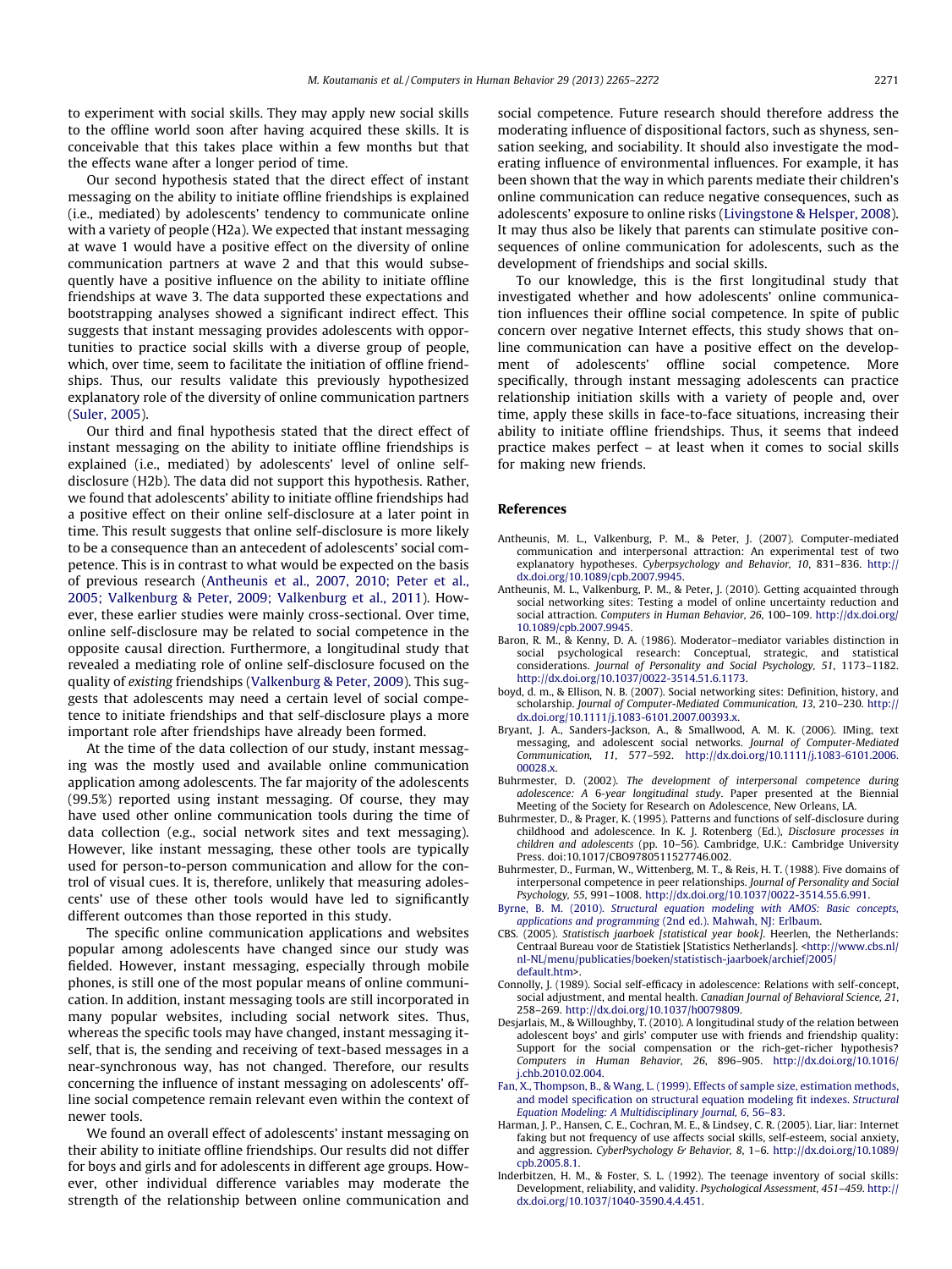to experiment with social skills. They may apply new social skills to the offline world soon after having acquired these skills. It is conceivable that this takes place within a few months but that the effects wane after a longer period of time.

Our second hypothesis stated that the direct effect of instant messaging on the ability to initiate offline friendships is explained (i.e., mediated) by adolescents' tendency to communicate online with a variety of people (H2a). We expected that instant messaging at wave 1 would have a positive effect on the diversity of online communication partners at wave 2 and that this would subsequently have a positive influence on the ability to initiate offline friendships at wave 3. The data supported these expectations and bootstrapping analyses showed a significant indirect effect. This suggests that instant messaging provides adolescents with opportunities to practice social skills with a diverse group of people, which, over time, seem to facilitate the initiation of offline friendships. Thus, our results validate this previously hypothesized explanatory role of the diversity of online communication partners (Suler, 2005).

Our third and final hypothesis stated that the direct effect of instant messaging on the ability to initiate offline friendships is explained (i.e., mediated) by adolescents' level of online self-disclosure (H2b). The data did not support this hypothesis. Rather, we found that adolescents' ability to initiate offline friendships had a positive effect on their online self-disclosure at a later point in time. This result suggests that online self-disclosure is more likely to be a consequence than an antecedent of adolescents' social competence. This is in contrast to what would be expected on the basis of previous research (Antheunis et al., 2007, 2010; Peter et al., 2005; Valkenburg & Peter, 2009; Valkenburg et al., 2011). However, these earlier studies were mainly cross-sectional. Over time, online self-disclosure may be related to social competence in the opposite causal direction. Furthermore, a longitudinal study that revealed a mediating role of online self-disclosure focused on the quality of *existing* friendships (Valkenburg & Peter, 2009). This suggests that adolescents may need a certain level of social competence to initiate friendships and that self-disclosure plays a more important role after friendships have already been formed.

At the time of the data collection of our study, instant messaging was the mostly used and available online communication application among adolescents. The far majority of the adolescents (99.5%) reported using instant messaging. Of course, they may have used other online communication tools during the time of data collection (e.g., social network sites and text messaging). However, like instant messaging, these other tools are typically used for person-to-person communication and allow for the control of visual cues. It is, therefore, unlikely that measuring adolescents' use of these other tools would have led to significantly different outcomes than those reported in this study.

The specific online communication applications and websites popular among adolescents have changed since our study was fielded. However, instant messaging, especially through mobile phones, is still one of the most popular means of online communication. In addition, instant messaging tools are still incorporated in many popular websites, including social network sites. Thus, whereas the specific tools may have changed, instant messaging itself, that is, the sending and receiving of text-based messages in a near-synchronous way, has not changed. Therefore, our results concerning the influence of instant messaging on adolescents' offline social competence remain relevant even within the context of newer tools.

We found an overall effect of adolescents' instant messaging on their ability to initiate offline friendships. Our results did not differ for boys and girls and for adolescents in different age groups. However, other individual difference variables may moderate the strength of the relationship between online communication and social competence. Future research should therefore address the moderating influence of dispositional factors, such as shyness, sensation seeking, and sociability. It should also investigate the moderating influence of environmental influences. For example, it has been shown that the way in which parents mediate their children's online communication can reduce negative consequences, such as adolescents' exposure to online risks (Livingstone & Helsper, 2008). It may thus also be likely that parents can stimulate positive consequences of online communication for adolescents, such as the development of friendships and social skills.

To our knowledge, this is the first longitudinal study that investigated whether and how adolescents' online communication influences their offline social competence. In spite of public concern over negative Internet effects, this study shows that online communication can have a positive effect on the development of adolescents' offline social competence. More specifically, through instant messaging adolescents can practice relationship initiation skills with a variety of people and, over time, apply these skills in face-to-face situations, increasing their ability to initiate offline friendships. Thus, it seems that indeed practice makes perfect – at least when it comes to social skills for making new friends.

## References

Antheunis, M. L., Valkenburg, P. M., & Peter, J. (2007). Computer-mediated communication and interpersonal attraction: An experimental test of two explanatory hypotheses. *Cyberpsychology and Behavior, 10*, 831–836. http://dx.doi.org/10.1089/cpb.2007.9945.

Antheunis, M. L., Valkenburg, P. M., & Peter, J. (2010). Getting acquainted through social networking sites: Testing a model of online uncertainty reduction and social attraction. *Computers in Human Behavior, 26*, 100–109. http://dx.doi.org/10.1089/cpb.2007.9945.

Baron, R. M., & Kenny, D. A. (1986). Moderator–mediator variables distinction in social psychological research: Conceptual, strategic, and statistical considerations. *Journal of Personality and Social Psychology, 51*, 1173–1182. http://dx.doi.org/10.1037/0022-3514.51.6.1173.

boyd, d. m., & Ellison, N. B. (2007). Social networking sites: Definition, history, and scholarship. *Journal of Computer-Mediated Communication, 13*, 210–230. http://dx.doi.org/10.1111/j.1083-6101.2007.00393.x.

Bryant, J. A., Sanders-Jackson, A., & Smallwood, A. M. K. (2006). IMing, text messaging, and adolescent social networks. *Journal of Computer-Mediated Communication, 11*, 577–592. http://dx.doi.org/10.1111/j.1083-6101.2006.00028.x.

Buhrmester, D. (2002). *The development of interpersonal competence during adolescence: A 6-year longitudinal study*. Paper presented at the Biennial Meeting of the Society for Research on Adolescence, New Orleans, LA.

Buhrmester, D., & Prager, K. (1995). Patterns and functions of self-disclosure during childhood and adolescence. In K. J. Rotenberg (Ed.), *Disclosure processes in children and adolescents* (pp. 10–56). Cambridge, U.K.: Cambridge University Press. doi:10.1017/CBO9780511527746.002.

Buhrmester, D., Furman, W., Wittenberg, M. T., & Reis, H. T. (1988). Five domains of interpersonal competence in peer relationships. *Journal of Personality and Social Psychology, 55*, 991–1008. http://dx.doi.org/10.1037/0022-3514.55.6.991.

Byrne, B. M. (2010). *Structural equation modeling with AMOS: Basic concepts, applications and programming* (2nd ed.). Mahwah, NJ: Erlbaum.

CBS. (2005). *Statistisch jaarboek [statistical year book]*. Heerlen, the Netherlands: Centraal Bureau voor de Statistiek [Statistics Netherlands]. <http://www.cbs.nl/nl-NL/menu/publicaties/boeken/statistisch-jaarboek/archief/2005/default.htm>.

Connolly, J. (1989). Social self-efficacy in adolescence: Relations with self-concept, social adjustment, and mental health. *Canadian Journal of Behavioral Science, 21*, 258–269. http://dx.doi.org/10.1037/h0079809.

Desjarlais, M., & Willoughby, T. (2010). A longitudinal study of the relation between adolescent boys' and girls' computer use with friends and friendship quality: Support for the social compensation or the rich-get-richer hypothesis? *Computers in Human Behavior, 26*, 896–905. http://dx.doi.org/10.1016/j.chb.2010.02.004.

Fan, X., Thompson, B., & Wang, L. (1999). Effects of sample size, estimation methods, and model specification on structural equation modeling fit indexes. *Structural Equation Modeling: A Multidisciplinary Journal, 6*, 56–83.

Harman, J. P., Hansen, C. E., Cochran, M. E., & Lindsey, C. R. (2005). Liar, liar: Internet faking but not frequency of use affects social skills, self-esteem, social anxiety, and aggression. *CyberPsychology & Behavior, 8*, 1–6. http://dx.doi.org/10.1089/cpb.2005.8.1.

Inderbitzen, H. M., & Foster, S. L. (1992). The teenage inventory of social skills: Development, reliability, and validity. *Psychological Assessment*, 451–459. http://dx.doi.org/10.1037/1040-3590.4.4.451.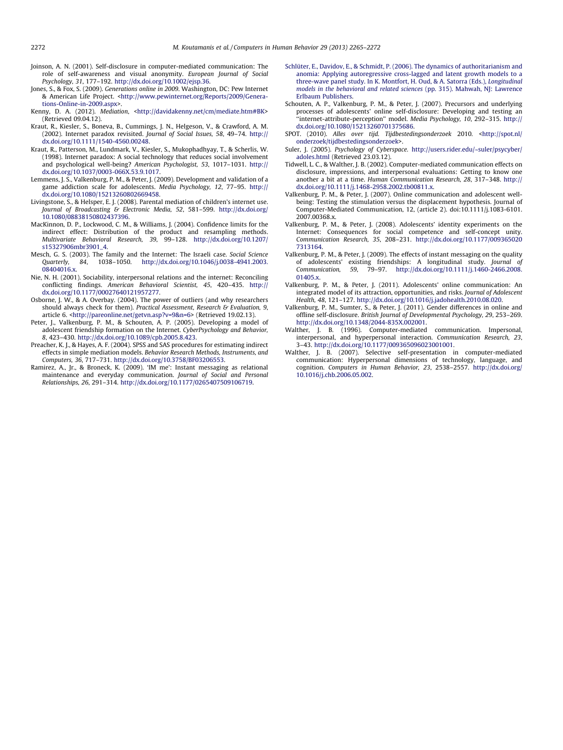Joinson, A. N. (2001). Self-disclosure in computer-mediated communication: The role of self-awareness and visual anonymity. *European Journal of Social Psychology, 31*, 177–192. http://dx.doi.org/10.1002/ejsp.36.

Jones, S., & Fox, S. (2009). *Generations online in 2009*. Washington, DC: Pew Internet & American Life Project. <http://www.pewinternet.org/Reports/2009/Generations-Online-in-2009.aspx>.

Kenny, D. A. (2012). *Mediation*, <http://davidakenny.net/cm/mediate.htm#BK> (Retrieved 09.04.12).

Kraut, R., Kiesler, S., Boneva, B., Cummings, J. N., Helgeson, V., & Crawford, A. M. (2002). Internet paradox revisited. *Journal of Social Issues, 58*, 49–74. http://dx.doi.org/10.1111/1540-4560.00248.

Kraut, R., Patterson, M., Lundmark, V., Kiesler, S., Mukophadhyay, T., & Scherlis, W. (1998). Internet paradox: A social technology that reduces social involvement and psychological well-being? *American Psychologist, 53*, 1017–1031. http://dx.doi.org/10.1037/0003-066X.53.9.1017.

Lemmens, J. S., Valkenburg, P. M., & Peter, J. (2009). Development and validation of a game addiction scale for adolescents. *Media Psychology, 12*, 77–95. http://dx.doi.org/10.1080/15213260802669458.

Livingstone, S., & Helsper, E. J. (2008). Parental mediation of children's internet use. *Journal of Broadcasting & Electronic Media, 52*, 581–599. http://dx.doi.org/10.1080/08838150802437396.

MacKinnon, D. P., Lockwood, C. M., & Williams, J. (2004). Confidence limits for the indirect effect: Distribution of the product and resampling methods. *Multivariate Behavioral Research, 39*, 99–128. http://dx.doi.org/10.1207/s15327906mbr3901_4.

Mesch, G. S. (2003). The family and the Internet: The Israeli case. *Social Science Quarterly, 84*, 1038–1050. http://dx.doi.org/10.1046/j.0038-4941.2003.08404016.x.

Nie, N. H. (2001). Sociability, interpersonal relations and the internet: Reconciling conflicting findings. *American Behavioral Scientist, 45*, 420–435. http://dx.doi.org/10.1177/00027640121957277.

Osborne, J. W., & A. Overbay. (2004). The power of outliers (and why researchers should always check for them). *Practical Assessment, Research & Evaluation, 9*, article 6. <http://pareonline.net/getvn.asp?v=9&n=6> (Retrieved 19.02.13).

Peter, J., Valkenburg, P. M., & Schouten, A. P. (2005). Developing a model of adolescent friendship formation on the Internet. *CyberPsychology and Behavior, 8*, 423–430. http://dx.doi.org/10.1089/cpb.2005.8.423.

Preacher, K. J., & Hayes, A. F. (2004). SPSS and SAS procedures for estimating indirect effects in simple mediation models. *Behavior Research Methods, Instruments, and Computers, 36*, 717–731. http://dx.doi.org/10.3758/BF03206553.

Ramirez, A., Jr., & Broneck, K. (2009). 'IM me': Instant messaging as relational maintenance and everyday communication. *Journal of Social and Personal Relationships, 26*, 291–314. http://dx.doi.org/10.1177/0265407509106719.

Schlüter, E., Davidov, E., & Schmidt, P. (2006). The dynamics of authoritarianism and anomia: Applying autoregressive cross-lagged and latent growth models to a three-wave panel study. In K. Montfort, H. Oud, & A. Satorra (Eds.), *Longitudinal models in the behavioral and related sciences* (pp. 315). Mahwah, NJ: Lawrence Erlbaum Publishers.

Schouten, A. P., Valkenburg, P. M., & Peter, J. (2007). Precursors and underlying processes of adolescents' online self-disclosure: Developing and testing an "internet-attribute-perception" model. *Media Psychology, 10*, 292–315. http://dx.doi.org/10.1080/15213260701375686.

SPOT. (2010). *Alles over tijd. Tijdbestedingsonderzoek* 2010. <http://spot.nl/onderzoek/tijdbestedingsonderzoek>.

Suler, J. (2005). *Psychology of Cyberspace*. http://users.rider.edu/~suler/psycyber/adoles.html (Retrieved 23.03.12).

Tidwell, L. C., & Walther, J. B. (2002). Computer-mediated communication effects on disclosure, impressions, and interpersonal evaluations: Getting to know one another a bit at a time. *Human Communication Research, 28*, 317–348. http://dx.doi.org/10.1111/j.1468-2958.2002.tb00811.x.

Valkenburg, P. M., & Peter, J. (2007). Online communication and adolescent well-being: Testing the stimulation versus the displacement hypothesis. Journal of Computer-Mediated Communication, 12, (article 2). doi:10.1111/j.1083-6101.2007.00368.x.

Valkenburg, P. M., & Peter, J. (2008). Adolescents' identity experiments on the Internet: Consequences for social competence and self-concept unity. *Communication Research, 35*, 208–231. http://dx.doi.org/10.1177/0093650207313164.

Valkenburg, P. M., & Peter, J. (2009). The effects of instant messaging on the quality of adolescents' existing friendships: A longitudinal study. *Journal of Communication, 59*, 79–97. http://dx.doi.org/10.1111/j.1460-2466.2008.01405.x.

Valkenburg, P. M., & Peter, J. (2011). Adolescents' online communication: An integrated model of its attraction, opportunities, and risks. *Journal of Adolescent Health, 48*, 121–127. http://dx.doi.org/10.1016/j.jadohealth.2010.08.020.

Valkenburg, P. M., Sumter, S., & Peter, J. (2011). Gender differences in online and offline self-disclosure. *British Journal of Developmental Psychology, 29*, 253–269. http://dx.doi.org/10.1348/2044-835X.002001.

Walther, J. B. (1996). Computer-mediated communication. Impersonal, interpersonal, and hyperpersonal interaction. *Communication Research, 23*, 3–43. http://dx.doi.org/10.1177/009365096023001001.

Walther, J. B. (2007). Selective self-presentation in computer-mediated communication: Hyperpersonal dimensions of technology, language, and cognition. *Computers in Human Behavior, 23*, 2538–2557. http://dx.doi.org/10.1016/j.chb.2006.05.002.